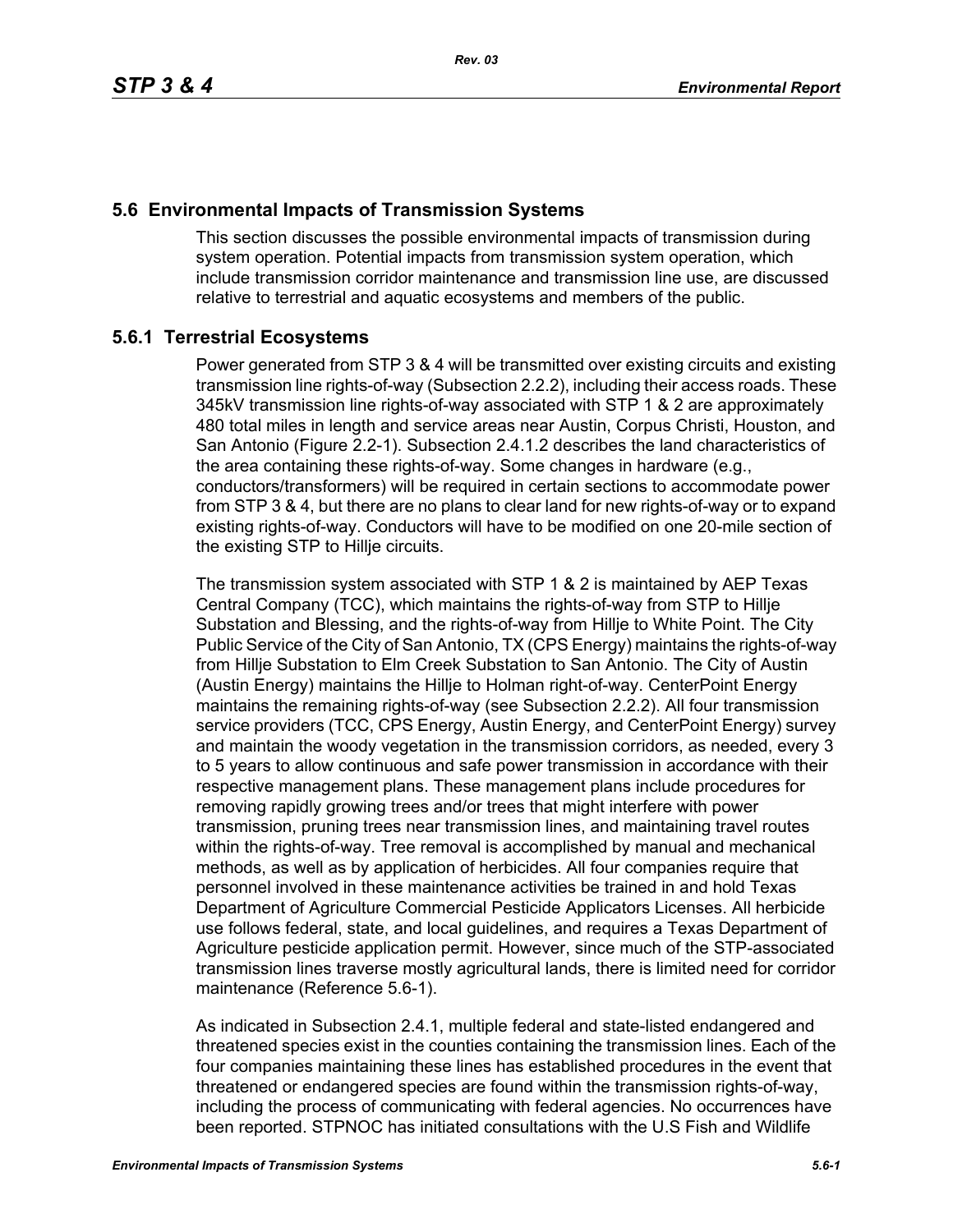## 5.6 Environmental Impacts of Transmission Systems

This section discusses the possible environmental impacts of transmission during system operation. Potential impacts from transmission system operation, which include transmission corridor maintenance and transmission line use, are discussed relative to terrestrial and aquatic ecosystems and members of the public.

### 5.6.1 Terrestrial Ecosystems

Power generated from STP 3 & 4 will be transmitted over existing circuits and existing transmission line rights-of-way (Subsection 2.2.2), including their access roads. These 345kV transmission line rights-of-way associated with STP 1 & 2 are approximately 480 total miles in length and service areas near Austin, Corpus Christi, Houston, and San Antonio (Figure 2.2-1). Subsection 2.4.1.2 describes the land characteristics of the area containing these rights-of-way. Some changes in hardware (e.g., conductors/transformers) will be required in certain sections to accommodate power from STP 3 & 4, but there are no plans to clear land for new rights-of-way or to expand existing rights-of-way. Conductors will have to be modified on one 20-mile section of the existing STP to Hillje circuits.

The transmission system associated with STP 1 & 2 is maintained by AEP Texas Central Company (TCC), which maintains the rights-of-way from STP to Hillje Substation and Blessing, and the rights-of-way from Hillje to White Point. The City Public Service of the City of San Antonio, TX (CPS Energy) maintains the rights-of-way from Hillje Substation to Elm Creek Substation to San Antonio. The City of Austin (Austin Energy) maintains the Hillje to Holman right-of-way. CenterPoint Energy maintains the remaining rights-of-way (see Subsection 2.2.2). All four transmission service providers (TCC, CPS Energy, Austin Energy, and CenterPoint Energy) survey and maintain the woody vegetation in the transmission corridors, as needed, every 3 to 5 years to allow continuous and safe power transmission in accordance with their respective management plans. These management plans include procedures for removing rapidly growing trees and/or trees that might interfere with power transmission, pruning trees near transmission lines, and maintaining travel routes within the rights-of-way. Tree removal is accomplished by manual and mechanical methods, as well as by application of herbicides. All four companies require that personnel involved in these maintenance activities be trained in and hold Texas Department of Agriculture Commercial Pesticide Applicators Licenses. All herbicide use follows federal, state, and local guidelines, and requires a Texas Department of Agriculture pesticide application permit. However, since much of the STP-associated transmission lines traverse mostly agricultural lands, there is limited need for corridor maintenance (Reference 5.6-1).

As indicated in Subsection 2.4.1, multiple federal and state-listed endangered and threatened species exist in the counties containing the transmission lines. Each of the four companies maintaining these lines has established procedures in the event that threatened or endangered species are found within the transmission rights-of-way, including the process of communicating with federal agencies. No occurrences have been reported. STPNOC has initiated consultations with the U.S Fish and Wildlife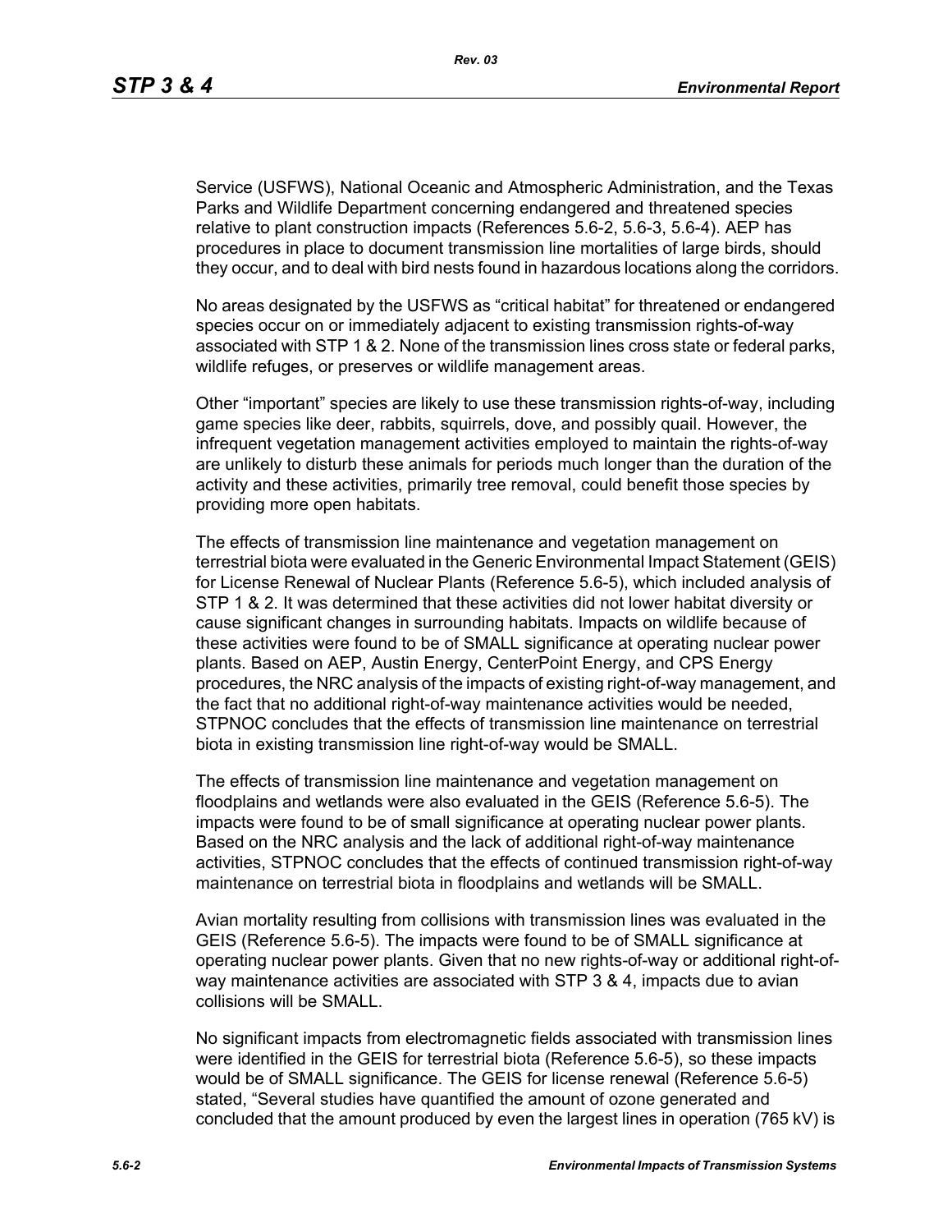Service (USFWS), National Oceanic and Atmospheric Administration, and the Texas Parks and Wildlife Department concerning endangered and threatened species relative to plant construction impacts (References 5.6-2, 5.6-3, 5.6-4). AEP has procedures in place to document transmission line mortalities of large birds, should they occur, and to deal with bird nests found in hazardous locations along the corridors.

No areas designated by the USFWS as "critical habitat" for threatened or endangered species occur on or immediately adjacent to existing transmission rights-of-way associated with STP 1 & 2. None of the transmission lines cross state or federal parks, wildlife refuges, or preserves or wildlife management areas.

Other "important" species are likely to use these transmission rights-of-way, including game species like deer, rabbits, squirrels, dove, and possibly quail. However, the infrequent vegetation management activities employed to maintain the rights-of-way are unlikely to disturb these animals for periods much longer than the duration of the activity and these activities, primarily tree removal, could benefit those species by providing more open habitats.

The effects of transmission line maintenance and vegetation management on terrestrial biota were evaluated in the Generic Environmental Impact Statement (GEIS) for License Renewal of Nuclear Plants (Reference 5.6-5), which included analysis of STP 1 & 2. It was determined that these activities did not lower habitat diversity or cause significant changes in surrounding habitats. Impacts on wildlife because of these activities were found to be of SMALL significance at operating nuclear power plants. Based on AEP, Austin Energy, CenterPoint Energy, and CPS Energy procedures, the NRC analysis of the impacts of existing right-of-way management, and the fact that no additional right-of-way maintenance activities would be needed, STPNOC concludes that the effects of transmission line maintenance on terrestrial biota in existing transmission line right-of-way would be SMALL.

The effects of transmission line maintenance and vegetation management on floodplains and wetlands were also evaluated in the GEIS (Reference 5.6-5). The impacts were found to be of small significance at operating nuclear power plants. Based on the NRC analysis and the lack of additional right-of-way maintenance activities, STPNOC concludes that the effects of continued transmission right-of-way maintenance on terrestrial biota in floodplains and wetlands will be SMALL.

Avian mortality resulting from collisions with transmission lines was evaluated in the GEIS (Reference 5.6-5). The impacts were found to be of SMALL significance at operating nuclear power plants. Given that no new rights-of-way or additional right-of-way maintenance activities are associated with STP 3 & 4, impacts due to avian collisions will be SMALL.

No significant impacts from electromagnetic fields associated with transmission lines were identified in the GEIS for terrestrial biota (Reference 5.6-5), so these impacts would be of SMALL significance. The GEIS for license renewal (Reference 5.6-5) stated, "Several studies have quantified the amount of ozone generated and concluded that the amount produced by even the largest lines in operation (765 kV) is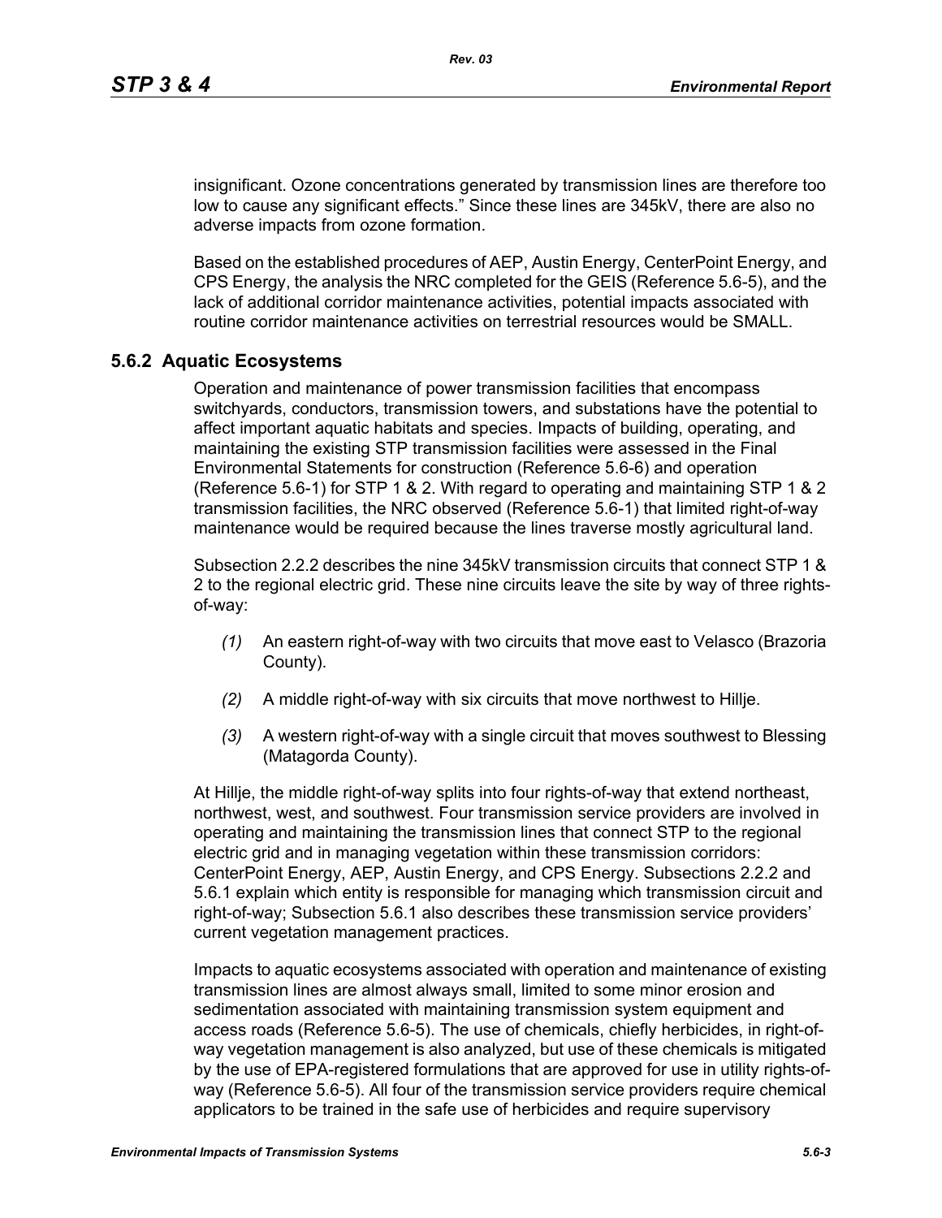insignificant. Ozone concentrations generated by transmission lines are therefore too low to cause any significant effects." Since these lines are 345kV, there are also no adverse impacts from ozone formation.

Based on the established procedures of AEP, Austin Energy, CenterPoint Energy, and CPS Energy, the analysis the NRC completed for the GEIS (Reference 5.6-5), and the lack of additional corridor maintenance activities, potential impacts associated with routine corridor maintenance activities on terrestrial resources would be SMALL.

### 5.6.2 Aquatic Ecosystems

Operation and maintenance of power transmission facilities that encompass switchyards, conductors, transmission towers, and substations have the potential to affect important aquatic habitats and species. Impacts of building, operating, and maintaining the existing STP transmission facilities were assessed in the Final Environmental Statements for construction (Reference 5.6-6) and operation (Reference 5.6-1) for STP 1 & 2. With regard to operating and maintaining STP 1 & 2 transmission facilities, the NRC observed (Reference 5.6-1) that limited right-of-way maintenance would be required because the lines traverse mostly agricultural land.

Subsection 2.2.2 describes the nine 345kV transmission circuits that connect STP 1 & 2 to the regional electric grid. These nine circuits leave the site by way of three rights-of-way:

*(1)* An eastern right-of-way with two circuits that move east to Velasco (Brazoria County).

*(2)* A middle right-of-way with six circuits that move northwest to Hillje.

*(3)* A western right-of-way with a single circuit that moves southwest to Blessing (Matagorda County).

At Hillje, the middle right-of-way splits into four rights-of-way that extend northeast, northwest, west, and southwest. Four transmission service providers are involved in operating and maintaining the transmission lines that connect STP to the regional electric grid and in managing vegetation within these transmission corridors: CenterPoint Energy, AEP, Austin Energy, and CPS Energy. Subsections 2.2.2 and 5.6.1 explain which entity is responsible for managing which transmission circuit and right-of-way; Subsection 5.6.1 also describes these transmission service providers' current vegetation management practices.

Impacts to aquatic ecosystems associated with operation and maintenance of existing transmission lines are almost always small, limited to some minor erosion and sedimentation associated with maintaining transmission system equipment and access roads (Reference 5.6-5). The use of chemicals, chiefly herbicides, in right-of-way vegetation management is also analyzed, but use of these chemicals is mitigated by the use of EPA-registered formulations that are approved for use in utility rights-of-way (Reference 5.6-5). All four of the transmission service providers require chemical applicators to be trained in the safe use of herbicides and require supervisory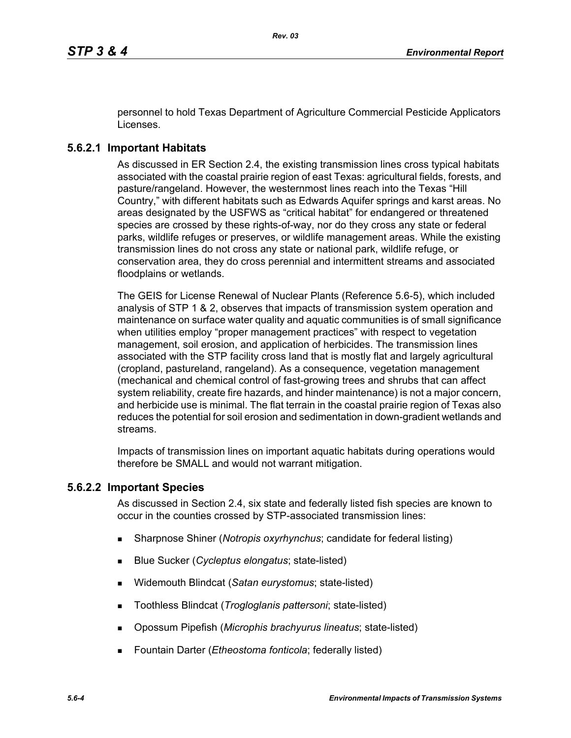personnel to hold Texas Department of Agriculture Commercial Pesticide Applicators Licenses.

### 5.6.2.1 Important Habitats

As discussed in ER Section 2.4, the existing transmission lines cross typical habitats associated with the coastal prairie region of east Texas: agricultural fields, forests, and pasture/rangeland. However, the westernmost lines reach into the Texas "Hill Country," with different habitats such as Edwards Aquifer springs and karst areas. No areas designated by the USFWS as "critical habitat" for endangered or threatened species are crossed by these rights-of-way, nor do they cross any state or federal parks, wildlife refuges or preserves, or wildlife management areas. While the existing transmission lines do not cross any state or national park, wildlife refuge, or conservation area, they do cross perennial and intermittent streams and associated floodplains or wetlands.

The GEIS for License Renewal of Nuclear Plants (Reference 5.6-5), which included analysis of STP 1 & 2, observes that impacts of transmission system operation and maintenance on surface water quality and aquatic communities is of small significance when utilities employ "proper management practices" with respect to vegetation management, soil erosion, and application of herbicides. The transmission lines associated with the STP facility cross land that is mostly flat and largely agricultural (cropland, pastureland, rangeland). As a consequence, vegetation management (mechanical and chemical control of fast-growing trees and shrubs that can affect system reliability, create fire hazards, and hinder maintenance) is not a major concern, and herbicide use is minimal. The flat terrain in the coastal prairie region of Texas also reduces the potential for soil erosion and sedimentation in down-gradient wetlands and streams.

Impacts of transmission lines on important aquatic habitats during operations would therefore be SMALL and would not warrant mitigation.

### 5.6.2.2 Important Species

As discussed in Section 2.4, six state and federally listed fish species are known to occur in the counties crossed by STP-associated transmission lines:

- Sharpnose Shiner (*Notropis oxyrhynchus*; candidate for federal listing)
- Blue Sucker (*Cycleptus elongatus*; state-listed)
- Widemouth Blindcat (*Satan eurystomus*; state-listed)
- Toothless Blindcat (*Trogloglanis pattersoni*; state-listed)
- Opossum Pipefish (*Microphis brachyurus lineatus*; state-listed)
- Fountain Darter (*Etheostoma fonticola*; federally listed)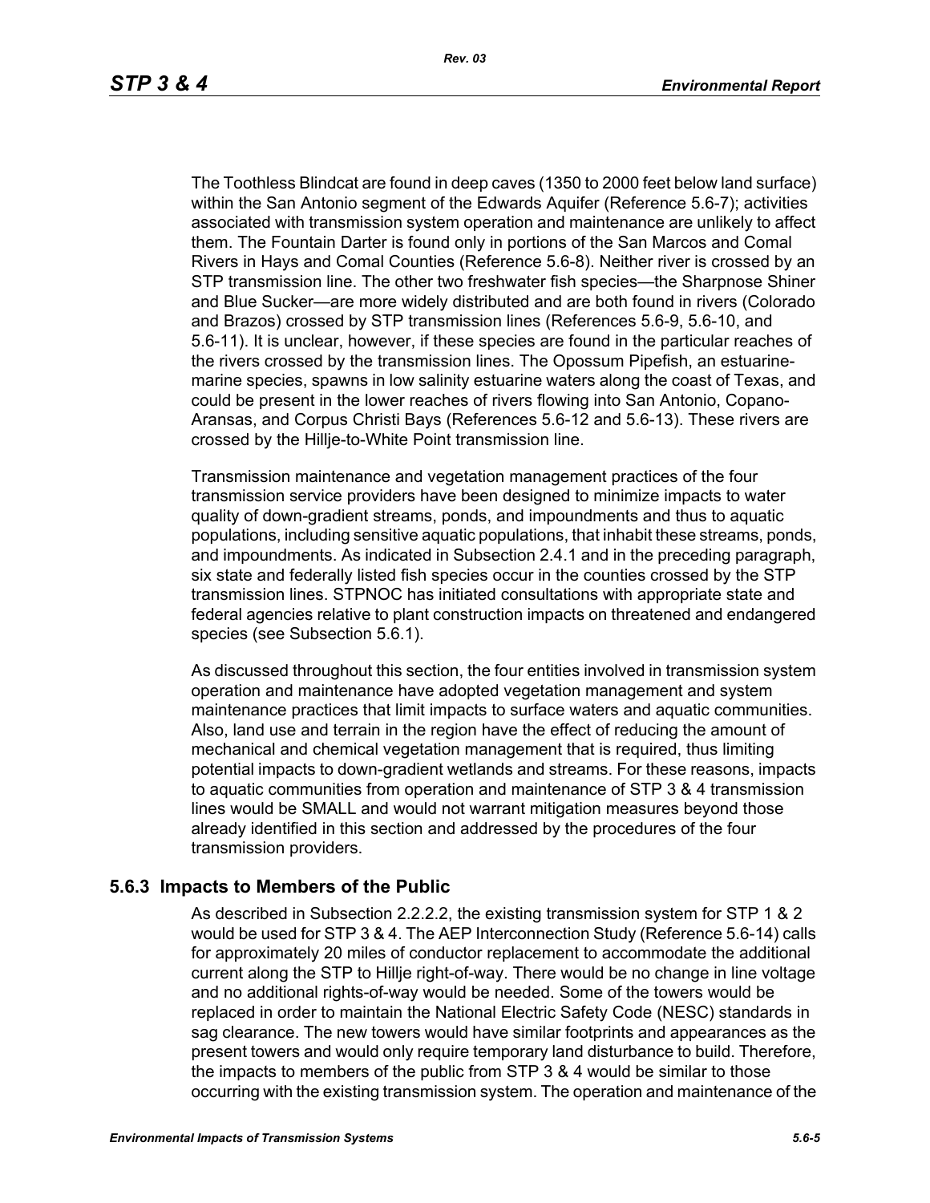The Toothless Blindcat are found in deep caves (1350 to 2000 feet below land surface) within the San Antonio segment of the Edwards Aquifer (Reference 5.6-7); activities associated with transmission system operation and maintenance are unlikely to affect them. The Fountain Darter is found only in portions of the San Marcos and Comal Rivers in Hays and Comal Counties (Reference 5.6-8). Neither river is crossed by an STP transmission line. The other two freshwater fish species—the Sharpnose Shiner and Blue Sucker—are more widely distributed and are both found in rivers (Colorado and Brazos) crossed by STP transmission lines (References 5.6-9, 5.6-10, and 5.6-11). It is unclear, however, if these species are found in the particular reaches of the rivers crossed by the transmission lines. The Opossum Pipefish, an estuarine-marine species, spawns in low salinity estuarine waters along the coast of Texas, and could be present in the lower reaches of rivers flowing into San Antonio, Copano-Aransas, and Corpus Christi Bays (References 5.6-12 and 5.6-13). These rivers are crossed by the Hillje-to-White Point transmission line.

Transmission maintenance and vegetation management practices of the four transmission service providers have been designed to minimize impacts to water quality of down-gradient streams, ponds, and impoundments and thus to aquatic populations, including sensitive aquatic populations, that inhabit these streams, ponds, and impoundments. As indicated in Subsection 2.4.1 and in the preceding paragraph, six state and federally listed fish species occur in the counties crossed by the STP transmission lines. STPNOC has initiated consultations with appropriate state and federal agencies relative to plant construction impacts on threatened and endangered species (see Subsection 5.6.1).

As discussed throughout this section, the four entities involved in transmission system operation and maintenance have adopted vegetation management and system maintenance practices that limit impacts to surface waters and aquatic communities. Also, land use and terrain in the region have the effect of reducing the amount of mechanical and chemical vegetation management that is required, thus limiting potential impacts to down-gradient wetlands and streams. For these reasons, impacts to aquatic communities from operation and maintenance of STP 3 & 4 transmission lines would be SMALL and would not warrant mitigation measures beyond those already identified in this section and addressed by the procedures of the four transmission providers.

### 5.6.3 Impacts to Members of the Public

As described in Subsection 2.2.2.2, the existing transmission system for STP 1 & 2 would be used for STP 3 & 4. The AEP Interconnection Study (Reference 5.6-14) calls for approximately 20 miles of conductor replacement to accommodate the additional current along the STP to Hillje right-of-way. There would be no change in line voltage and no additional rights-of-way would be needed. Some of the towers would be replaced in order to maintain the National Electric Safety Code (NESC) standards in sag clearance. The new towers would have similar footprints and appearances as the present towers and would only require temporary land disturbance to build. Therefore, the impacts to members of the public from STP 3 & 4 would be similar to those occurring with the existing transmission system. The operation and maintenance of the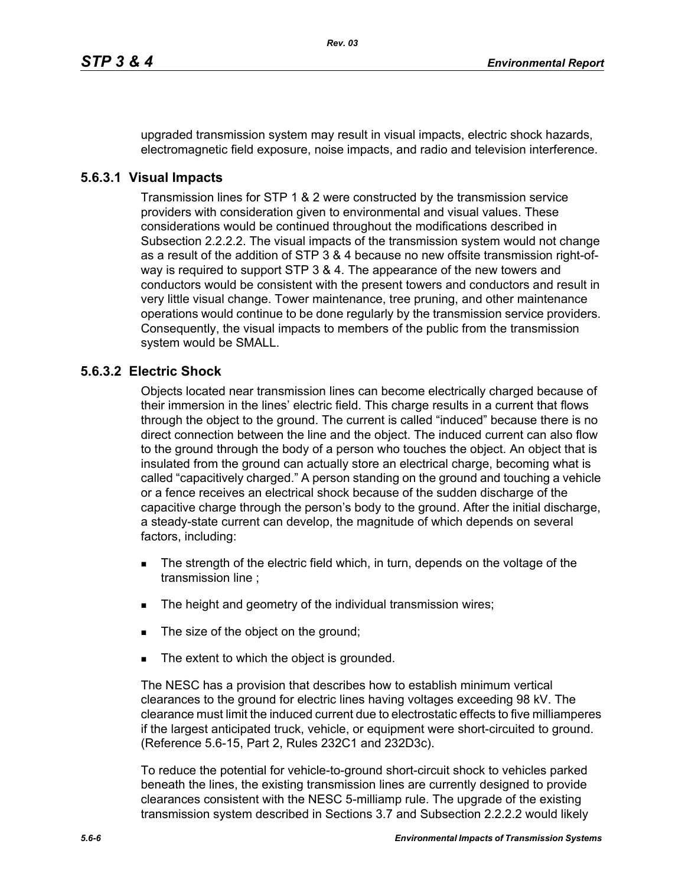upgraded transmission system may result in visual impacts, electric shock hazards, electromagnetic field exposure, noise impacts, and radio and television interference.

### 5.6.3.1 Visual Impacts

Transmission lines for STP 1 & 2 were constructed by the transmission service providers with consideration given to environmental and visual values. These considerations would be continued throughout the modifications described in Subsection 2.2.2.2. The visual impacts of the transmission system would not change as a result of the addition of STP 3 & 4 because no new offsite transmission right-of-way is required to support STP 3 & 4. The appearance of the new towers and conductors would be consistent with the present towers and conductors and result in very little visual change. Tower maintenance, tree pruning, and other maintenance operations would continue to be done regularly by the transmission service providers. Consequently, the visual impacts to members of the public from the transmission system would be SMALL.

### 5.6.3.2 Electric Shock

Objects located near transmission lines can become electrically charged because of their immersion in the lines' electric field. This charge results in a current that flows through the object to the ground. The current is called "induced" because there is no direct connection between the line and the object. The induced current can also flow to the ground through the body of a person who touches the object. An object that is insulated from the ground can actually store an electrical charge, becoming what is called "capacitively charged." A person standing on the ground and touching a vehicle or a fence receives an electrical shock because of the sudden discharge of the capacitive charge through the person's body to the ground. After the initial discharge, a steady-state current can develop, the magnitude of which depends on several factors, including:

- The strength of the electric field which, in turn, depends on the voltage of the transmission line ;
- The height and geometry of the individual transmission wires;
- The size of the object on the ground;
- The extent to which the object is grounded.

The NESC has a provision that describes how to establish minimum vertical clearances to the ground for electric lines having voltages exceeding 98 kV. The clearance must limit the induced current due to electrostatic effects to five milliamperes if the largest anticipated truck, vehicle, or equipment were short-circuited to ground. (Reference 5.6-15, Part 2, Rules 232C1 and 232D3c).

To reduce the potential for vehicle-to-ground short-circuit shock to vehicles parked beneath the lines, the existing transmission lines are currently designed to provide clearances consistent with the NESC 5-milliamp rule. The upgrade of the existing transmission system described in Sections 3.7 and Subsection 2.2.2.2 would likely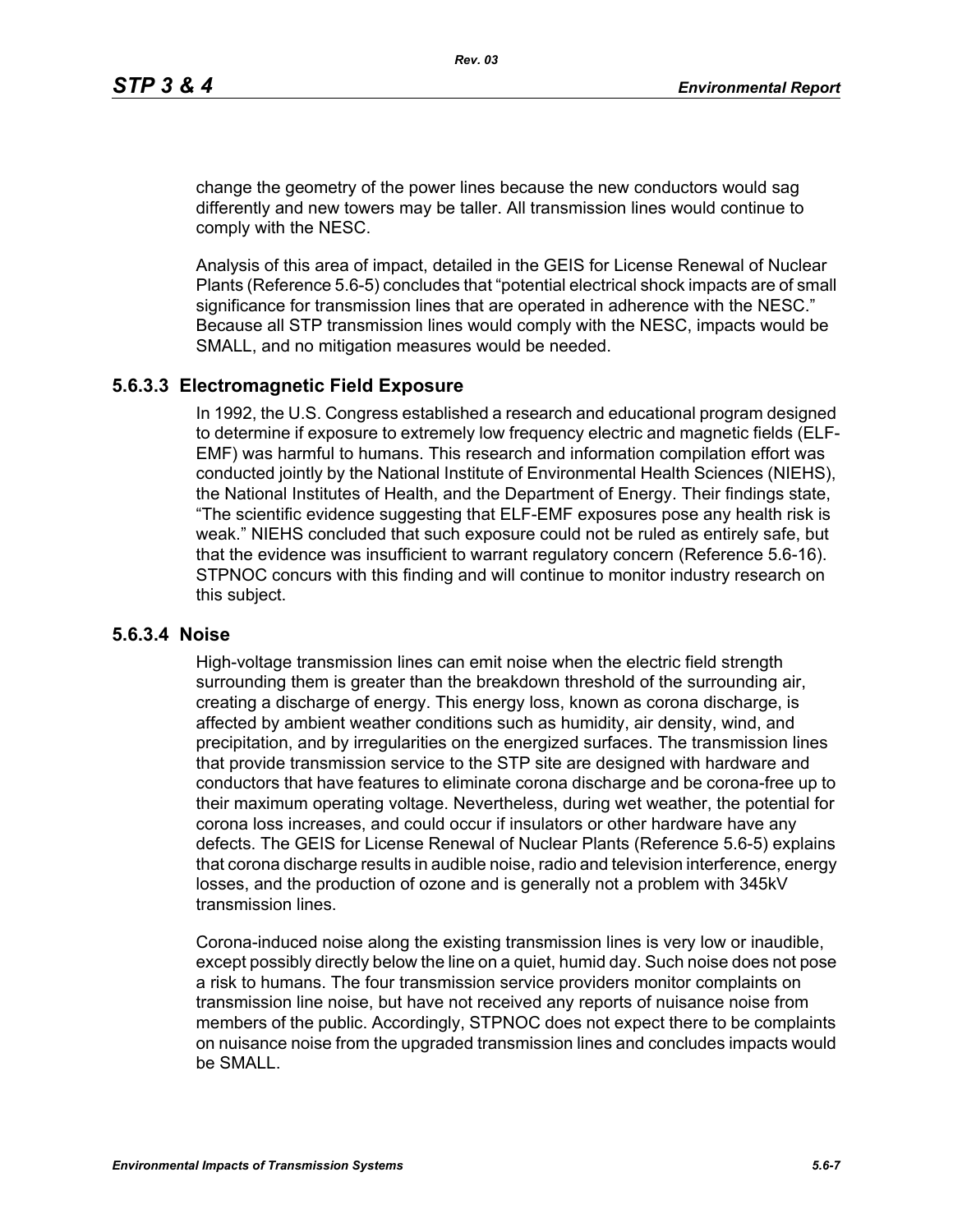change the geometry of the power lines because the new conductors would sag differently and new towers may be taller. All transmission lines would continue to comply with the NESC.

Analysis of this area of impact, detailed in the GEIS for License Renewal of Nuclear Plants (Reference 5.6-5) concludes that "potential electrical shock impacts are of small significance for transmission lines that are operated in adherence with the NESC." Because all STP transmission lines would comply with the NESC, impacts would be SMALL, and no mitigation measures would be needed.

### 5.6.3.3 Electromagnetic Field Exposure

In 1992, the U.S. Congress established a research and educational program designed to determine if exposure to extremely low frequency electric and magnetic fields (ELF-EMF) was harmful to humans. This research and information compilation effort was conducted jointly by the National Institute of Environmental Health Sciences (NIEHS), the National Institutes of Health, and the Department of Energy. Their findings state, "The scientific evidence suggesting that ELF-EMF exposures pose any health risk is weak." NIEHS concluded that such exposure could not be ruled as entirely safe, but that the evidence was insufficient to warrant regulatory concern (Reference 5.6-16). STPNOC concurs with this finding and will continue to monitor industry research on this subject.

### 5.6.3.4 Noise

High-voltage transmission lines can emit noise when the electric field strength surrounding them is greater than the breakdown threshold of the surrounding air, creating a discharge of energy. This energy loss, known as corona discharge, is affected by ambient weather conditions such as humidity, air density, wind, and precipitation, and by irregularities on the energized surfaces. The transmission lines that provide transmission service to the STP site are designed with hardware and conductors that have features to eliminate corona discharge and be corona-free up to their maximum operating voltage. Nevertheless, during wet weather, the potential for corona loss increases, and could occur if insulators or other hardware have any defects. The GEIS for License Renewal of Nuclear Plants (Reference 5.6-5) explains that corona discharge results in audible noise, radio and television interference, energy losses, and the production of ozone and is generally not a problem with 345kV transmission lines.

Corona-induced noise along the existing transmission lines is very low or inaudible, except possibly directly below the line on a quiet, humid day. Such noise does not pose a risk to humans. The four transmission service providers monitor complaints on transmission line noise, but have not received any reports of nuisance noise from members of the public. Accordingly, STPNOC does not expect there to be complaints on nuisance noise from the upgraded transmission lines and concludes impacts would be SMALL.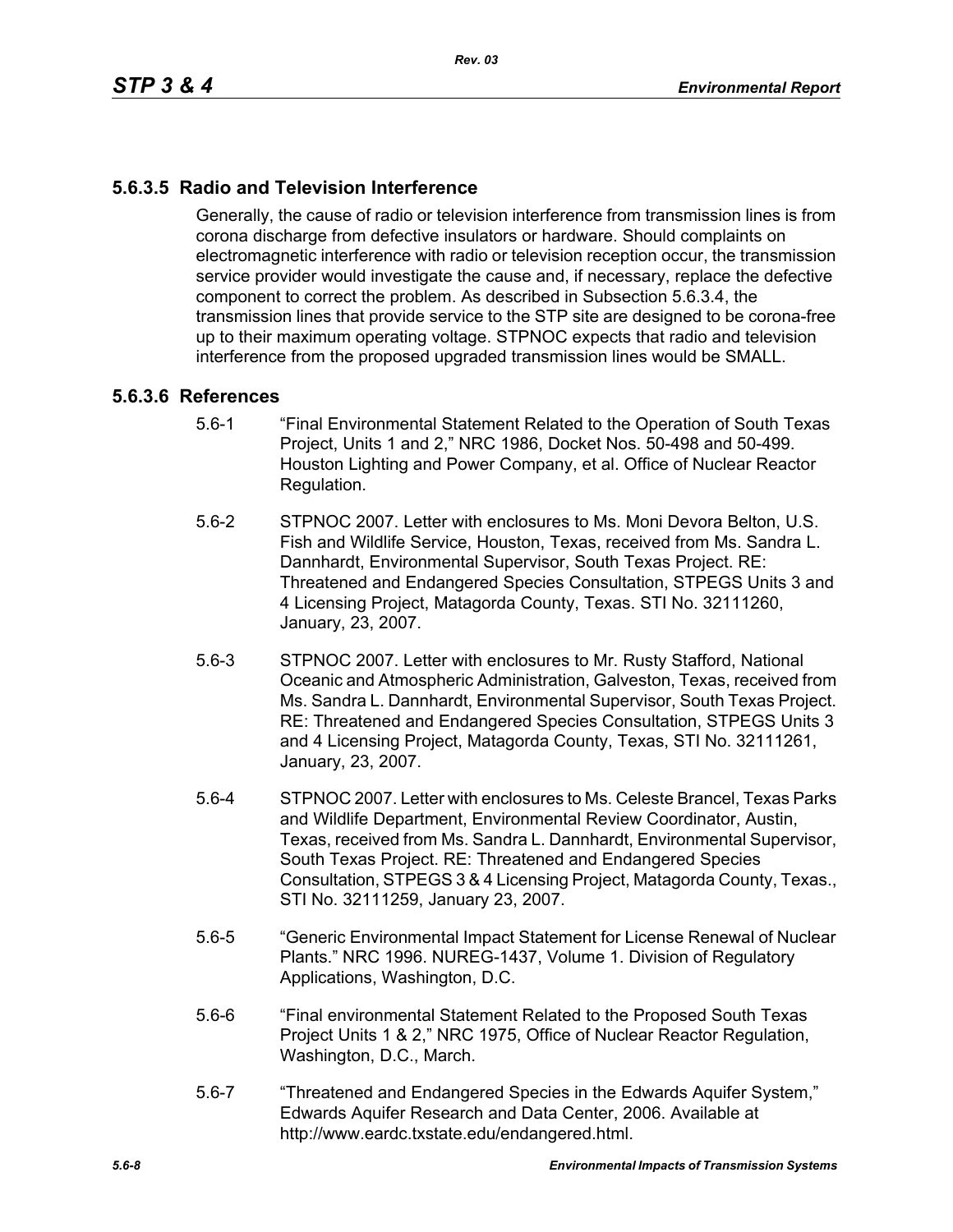### 5.6.3.5 Radio and Television Interference

Generally, the cause of radio or television interference from transmission lines is from corona discharge from defective insulators or hardware. Should complaints on electromagnetic interference with radio or television reception occur, the transmission service provider would investigate the cause and, if necessary, replace the defective component to correct the problem. As described in Subsection 5.6.3.4, the transmission lines that provide service to the STP site are designed to be corona-free up to their maximum operating voltage. STPNOC expects that radio and television interference from the proposed upgraded transmission lines would be SMALL.

### 5.6.3.6 References

5.6-1 "Final Environmental Statement Related to the Operation of South Texas Project, Units 1 and 2," NRC 1986, Docket Nos. 50-498 and 50-499. Houston Lighting and Power Company, et al. Office of Nuclear Reactor Regulation.

5.6-2 STPNOC 2007. Letter with enclosures to Ms. Moni Devora Belton, U.S. Fish and Wildlife Service, Houston, Texas, received from Ms. Sandra L. Dannhardt, Environmental Supervisor, South Texas Project. RE: Threatened and Endangered Species Consultation, STPEGS Units 3 and 4 Licensing Project, Matagorda County, Texas. STI No. 32111260, January, 23, 2007.

5.6-3 STPNOC 2007. Letter with enclosures to Mr. Rusty Stafford, National Oceanic and Atmospheric Administration, Galveston, Texas, received from Ms. Sandra L. Dannhardt, Environmental Supervisor, South Texas Project. RE: Threatened and Endangered Species Consultation, STPEGS Units 3 and 4 Licensing Project, Matagorda County, Texas, STI No. 32111261, January, 23, 2007.

5.6-4 STPNOC 2007. Letter with enclosures to Ms. Celeste Brancel, Texas Parks and Wildlife Department, Environmental Review Coordinator, Austin, Texas, received from Ms. Sandra L. Dannhardt, Environmental Supervisor, South Texas Project. RE: Threatened and Endangered Species Consultation, STPEGS 3 & 4 Licensing Project, Matagorda County, Texas., STI No. 32111259, January 23, 2007.

5.6-5 "Generic Environmental Impact Statement for License Renewal of Nuclear Plants." NRC 1996. NUREG-1437, Volume 1. Division of Regulatory Applications, Washington, D.C.

5.6-6 "Final environmental Statement Related to the Proposed South Texas Project Units 1 & 2," NRC 1975, Office of Nuclear Reactor Regulation, Washington, D.C., March.

5.6-7 "Threatened and Endangered Species in the Edwards Aquifer System," Edwards Aquifer Research and Data Center, 2006. Available at http://www.eardc.txstate.edu/endangered.html.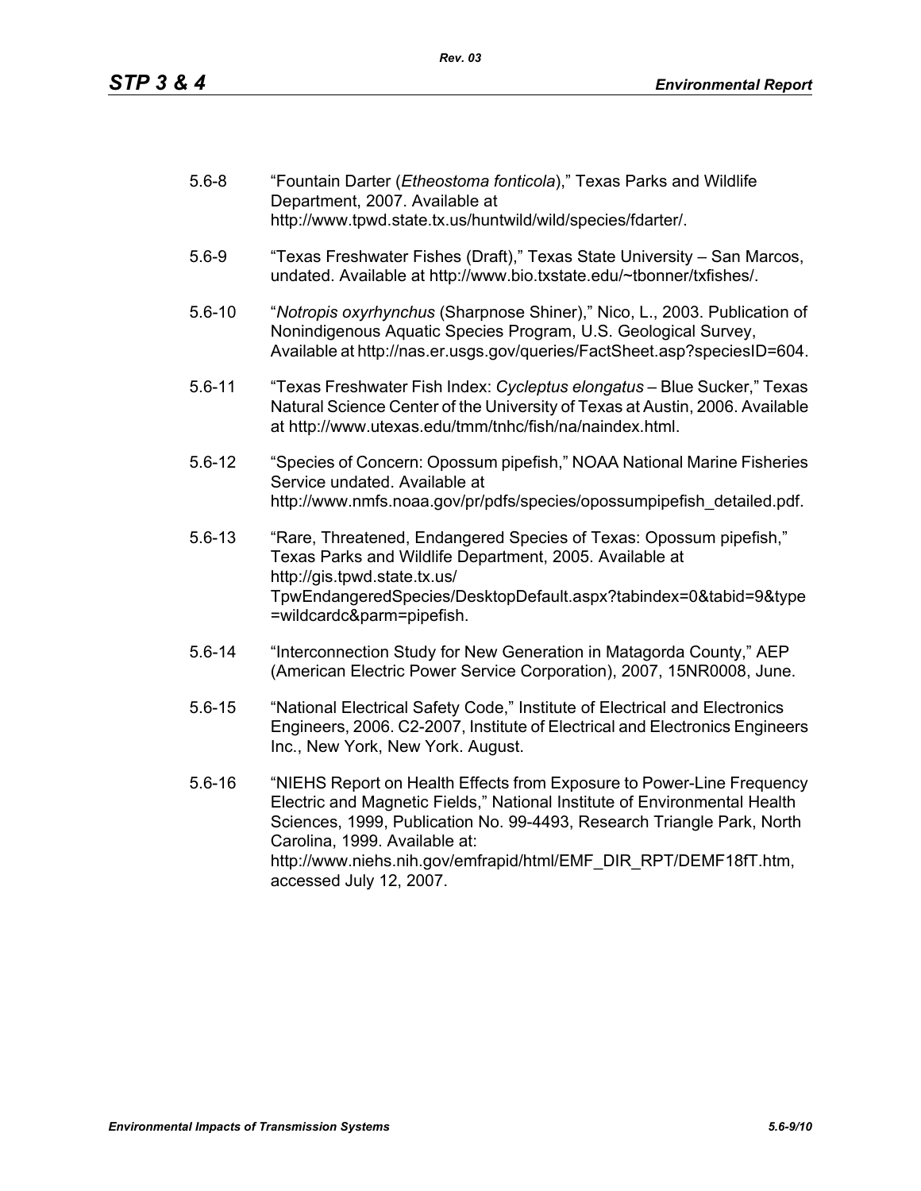5.6-8 "Fountain Darter (*Etheostoma fonticola*)," Texas Parks and Wildlife Department, 2007. Available at http://www.tpwd.state.tx.us/huntwild/wild/species/fdarter/.

5.6-9 "Texas Freshwater Fishes (Draft)," Texas State University – San Marcos, undated. Available at http://www.bio.txstate.edu/~tbonner/txfishes/.

5.6-10 "*Notropis oxyrhynchus* (Sharpnose Shiner)," Nico, L., 2003. Publication of Nonindigenous Aquatic Species Program, U.S. Geological Survey, Available at http://nas.er.usgs.gov/queries/FactSheet.asp?speciesID=604.

5.6-11 "Texas Freshwater Fish Index: *Cycleptus elongatus* – Blue Sucker," Texas Natural Science Center of the University of Texas at Austin, 2006. Available at http://www.utexas.edu/tmm/tnhc/fish/na/naindex.html.

5.6-12 "Species of Concern: Opossum pipefish," NOAA National Marine Fisheries Service undated. Available at http://www.nmfs.noaa.gov/pr/pdfs/species/opossumpipefish_detailed.pdf.

5.6-13 "Rare, Threatened, Endangered Species of Texas: Opossum pipefish," Texas Parks and Wildlife Department, 2005. Available at http://gis.tpwd.state.tx.us/TpwEndangeredSpecies/DesktopDefault.aspx?tabindex=0&tabid=9&type=wildcardc&parm=pipefish.

5.6-14 "Interconnection Study for New Generation in Matagorda County," AEP (American Electric Power Service Corporation), 2007, 15NR0008, June.

5.6-15 "National Electrical Safety Code," Institute of Electrical and Electronics Engineers, 2006. C2-2007, Institute of Electrical and Electronics Engineers Inc., New York, New York. August.

5.6-16 "NIEHS Report on Health Effects from Exposure to Power-Line Frequency Electric and Magnetic Fields," National Institute of Environmental Health Sciences, 1999, Publication No. 99-4493, Research Triangle Park, North Carolina, 1999. Available at: http://www.niehs.nih.gov/emfrapid/html/EMF_DIR_RPT/DEMF18fT.htm, accessed July 12, 2007.